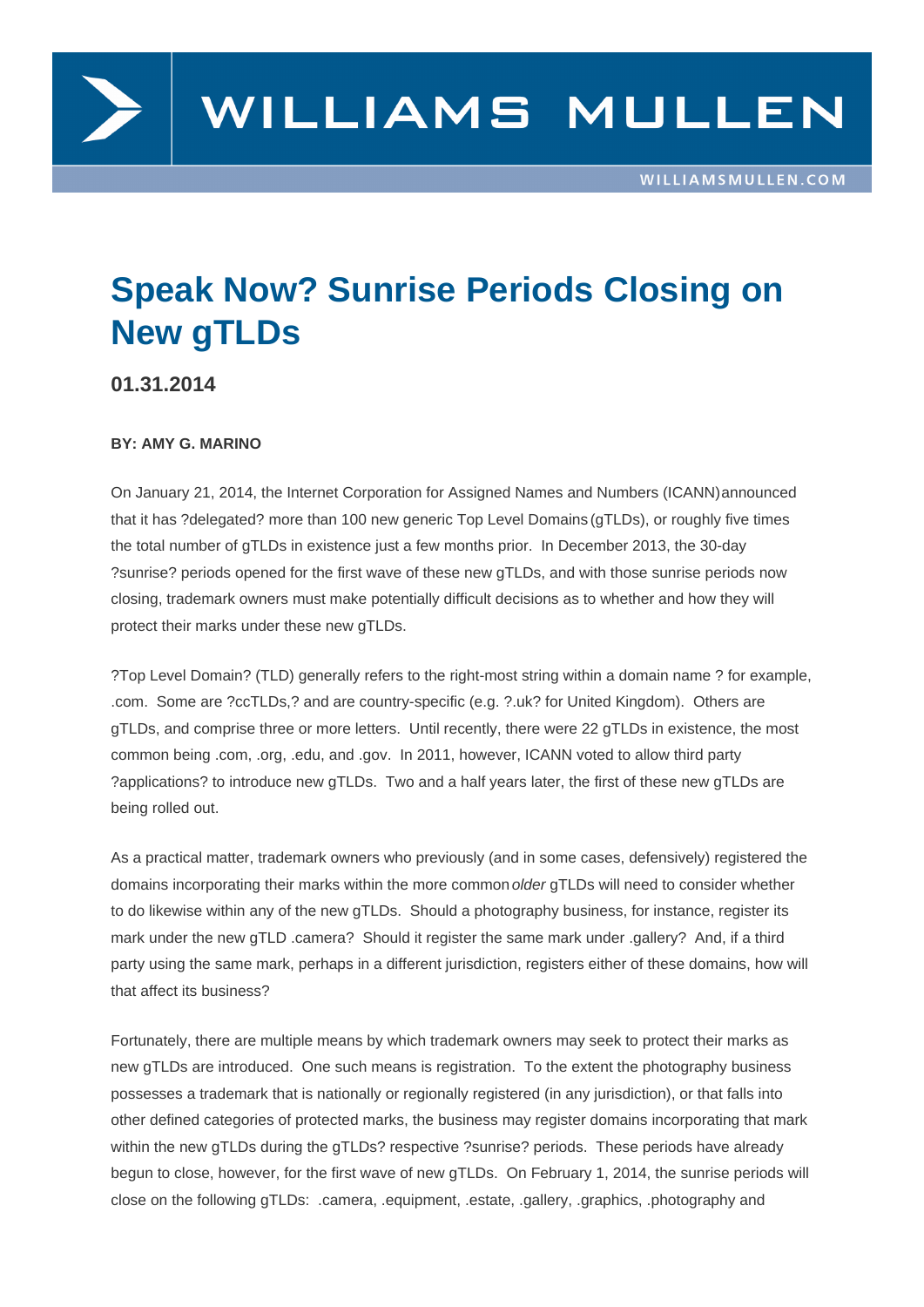# Speak Now? Sunrise Periods Closing on New gTLDs

**01.31.2014**

**BY: AMY G. MARINO**

On January 21, 2014, the Internet Corporation for Assigned Names and Numbers (ICANN) announced that it has ?delegated? more than 100 new generic Top Level Domains (gTLDs), or roughly five times the total number of gTLDs in existence just a few months prior. In December 2013, the 30-day ?sunrise? periods opened for the first wave of these new gTLDs, and with those sunrise periods now closing, trademark owners must make potentially difficult decisions as to whether and how they will protect their marks under these new gTLDs.

?Top Level Domain? (TLD) generally refers to the right-most string within a domain name ? for example, .com. Some are ?ccTLDs,? and are country-specific (e.g. ?.uk? for United Kingdom). Others are gTLDs, and comprise three or more letters. Until recently, there were 22 gTLDs in existence, the most common being .com, .org, .edu, and .gov. In 2011, however, ICANN voted to allow third party ?applications? to introduce new gTLDs. Two and a half years later, the first of these new gTLDs are being rolled out.

As a practical matter, trademark owners who previously (and in some cases, defensively) registered the domains incorporating their marks within the more common *older* gTLDs will need to consider whether to do likewise within any of the new gTLDs. Should a photography business, for instance, register its mark under the new gTLD .camera? Should it register the same mark under .gallery? And, if a third party using the same mark, perhaps in a different jurisdiction, registers either of these domains, how will that affect its business?

Fortunately, there are multiple means by which trademark owners may seek to protect their marks as new gTLDs are introduced. One such means is registration. To the extent the photography business possesses a trademark that is nationally or regionally registered (in any jurisdiction), or that falls into other defined categories of protected marks, the business may register domains incorporating that mark within the new gTLDs during the gTLDs? respective ?sunrise? periods. These periods have already begun to close, however, for the first wave of new gTLDs. On February 1, 2014, the sunrise periods will close on the following gTLDs: .camera, .equipment, .estate, .gallery, .graphics, .photography and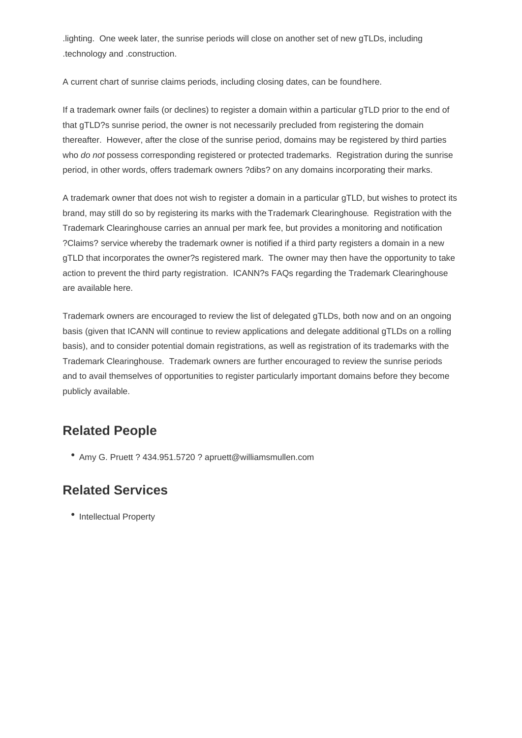.lighting.  One week later, the sunrise periods will close on another set of new gTLDs, including .technology and .construction.

A current chart of sunrise claims periods, including closing dates, can be found here.

If a trademark owner fails (or declines) to register a domain within a particular gTLD prior to the end of that gTLD?s sunrise period, the owner is not necessarily precluded from registering the domain thereafter.  However, after the close of the sunrise period, domains may be registered by third parties who *do not* possess corresponding registered or protected trademarks.  Registration during the sunrise period, in other words, offers trademark owners ?dibs? on any domains incorporating their marks.

A trademark owner that does not wish to register a domain in a particular gTLD, but wishes to protect its brand, may still do so by registering its marks with the Trademark Clearinghouse.  Registration with the Trademark Clearinghouse carries an annual per mark fee, but provides a monitoring and notification ?Claims? service whereby the trademark owner is notified if a third party registers a domain in a new gTLD that incorporates the owner?s registered mark.  The owner may then have the opportunity to take action to prevent the third party registration.  ICANN?s FAQs regarding the Trademark Clearinghouse are available here.

Trademark owners are encouraged to review the list of delegated gTLDs, both now and on an ongoing basis (given that ICANN will continue to review applications and delegate additional gTLDs on a rolling basis), and to consider potential domain registrations, as well as registration of its trademarks with the Trademark Clearinghouse.  Trademark owners are further encouraged to review the sunrise periods and to avail themselves of opportunities to register particularly important domains before they become publicly available.

## Related People

- Amy G. Pruett ? 434.951.5720 ? apruett@williamsmullen.com

## Related Services

- Intellectual Property